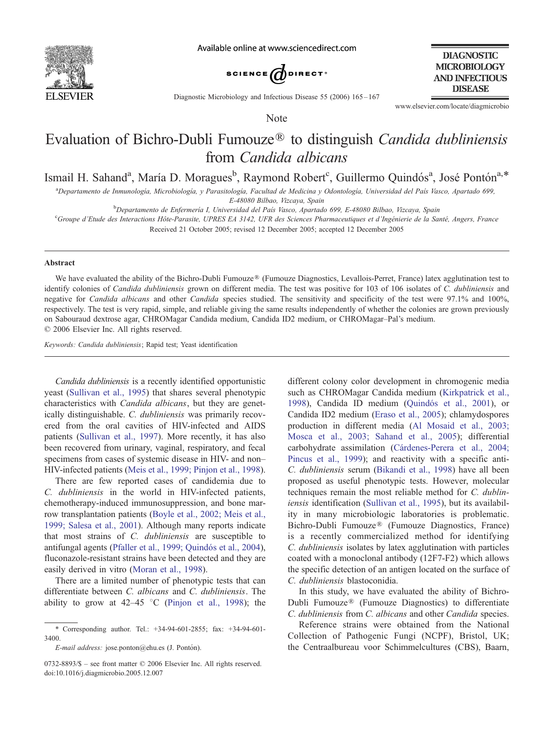Note

# Evaluation of Bichro-Dubli Fumouze® to distinguish *Candida dubliniensis* from *Candida albicans*

Ismail H. Sahand[a], María D. Moragues[b], Raymond Robert[c], Guillermo Quindós[a], José Pontón[a,*]

[a]Departamento de Inmunología, Microbiología, y Parasitología, Facultad de Medicina y Odontología, Universidad del País Vasco, Apartado 699, E-48080 Bilbao, Vizcaya, Spain

[b]Departamento de Enfermería I, Universidad del País Vasco, Apartado 699, E-48080 Bilbao, Vizcaya, Spain

[c]Groupe d'Etude des Interactions Hôte-Parasite, UPRES EA 3142, UFR des Sciences Pharmaceutiques et d'Ingénierie de la Santé, Angers, France

Received 21 October 2005; revised 12 December 2005; accepted 12 December 2005

## Abstract

We have evaluated the ability of the Bichro-Dubli Fumouze® (Fumouze Diagnostics, Levallois-Perret, France) latex agglutination test to identify colonies of *Candida dubliniensis* grown on different media. The test was positive for 103 of 106 isolates of *C. dubliniensis* and negative for *Candida albicans* and other *Candida* species studied. The sensitivity and specificity of the test were 97.1% and 100%, respectively. The test is very rapid, simple, and reliable giving the same results independently of whether the colonies are grown previously on Sabouraud dextrose agar, CHROMagar Candida medium, Candida ID2 medium, or CHROMagar–Pal's medium.

© 2006 Elsevier Inc. All rights reserved.

*Keywords:* *Candida dubliniensis*; Rapid test; Yeast identification

*Candida dubliniensis* is a recently identified opportunistic yeast (Sullivan et al., 1995) that shares several phenotypic characteristics with *Candida albicans*, but they are genetically distinguishable. *C. dubliniensis* was primarily recovered from the oral cavities of HIV-infected and AIDS patients (Sullivan et al., 1997). More recently, it has also been recovered from urinary, vaginal, respiratory, and fecal specimens from cases of systemic disease in HIV- and non–HIV-infected patients (Meis et al., 1999; Pinjon et al., 1998).

There are few reported cases of candidemia due to *C. dubliniensis* in the world in HIV-infected patients, chemotherapy-induced immunosuppression, and bone marrow transplantation patients (Boyle et al., 2002; Meis et al., 1999; Salesa et al., 2001). Although many reports indicate that most strains of *C. dubliniensis* are susceptible to antifungal agents (Pfaller et al., 1999; Quindós et al., 2004), fluconazole-resistant strains have been detected and they are easily derived in vitro (Moran et al., 1998).

There are a limited number of phenotypic tests that can differentiate between *C. albicans* and *C. dubliniensis*. The ability to grow at 42–45 °C (Pinjon et al., 1998); the different colony color development in chromogenic media such as CHROMagar Candida medium (Kirkpatrick et al., 1998), Candida ID medium (Quindós et al., 2001), or Candida ID2 medium (Eraso et al., 2005); chlamydospores production in different media (Al Mosaid et al., 2003; Mosca et al., 2003; Sahand et al., 2005); differential carbohydrate assimilation (Cárdenes-Perera et al., 2004; Pincus et al., 1999); and reactivity with a specific anti-*C. dubliniensis* serum (Bikandi et al., 1998) have all been proposed as useful phenotypic tests. However, molecular techniques remain the most reliable method for *C. dubliniensis* identification (Sullivan et al., 1995), but its availability in many microbiologic laboratories is problematic. Bichro-Dubli Fumouze® (Fumouze Diagnostics, France) is a recently commercialized method for identifying *C. dubliniensis* isolates by latex agglutination with particles coated with a monoclonal antibody (12F7-F2) which allows the specific detection of an antigen located on the surface of *C. dubliniensis* blastoconidia.

In this study, we have evaluated the ability of Bichro-Dubli Fumouze® (Fumouze Diagnostics) to differentiate *C. dubliniensis* from *C. albicans* and other *Candida* species.

Reference strains were obtained from the National Collection of Pathogenic Fungi (NCPF), Bristol, UK; the Centraalbureau voor Schimmelcultures (CBS), Baarn,

\* Corresponding author. Tel.: +34-94-601-2855; fax: +34-94-601-3400.

*E-mail address:* jose.ponton@ehu.es (J. Pontón).

0732-8893/$ – see front matter © 2006 Elsevier Inc. All rights reserved.
doi:10.1016/j.diagmicrobio.2005.12.007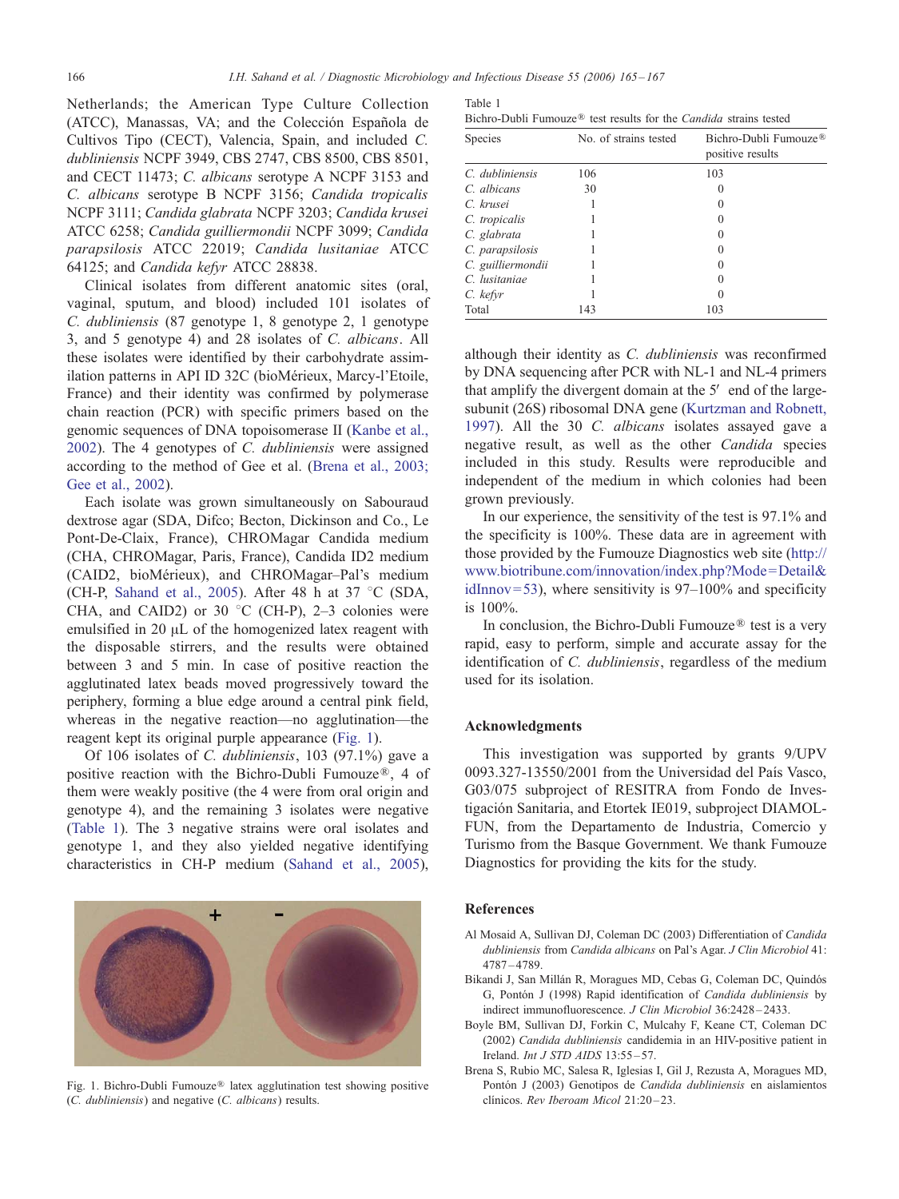Netherlands; the American Type Culture Collection (ATCC), Manassas, VA; and the Colección Española de Cultivos Tipo (CECT), Valencia, Spain, and included *C. dubliniensis* NCPF 3949, CBS 2747, CBS 8500, CBS 8501, and CECT 11473; *C. albicans* serotype A NCPF 3153 and *C. albicans* serotype B NCPF 3156; *Candida tropicalis* NCPF 3111; *Candida glabrata* NCPF 3203; *Candida krusei* ATCC 6258; *Candida guilliermondii* NCPF 3099; *Candida parapsilosis* ATCC 22019; *Candida lusitaniae* ATCC 64125; and *Candida kefyr* ATCC 28838.

Clinical isolates from different anatomic sites (oral, vaginal, sputum, and blood) included 101 isolates of *C. dubliniensis* (87 genotype 1, 8 genotype 2, 1 genotype 3, and 5 genotype 4) and 28 isolates of *C. albicans*. All these isolates were identified by their carbohydrate assimilation patterns in API ID 32C (bioMérieux, Marcy-l'Etoile, France) and their identity was confirmed by polymerase chain reaction (PCR) with specific primers based on the genomic sequences of DNA topoisomerase II (Kanbe et al., 2002). The 4 genotypes of *C. dubliniensis* were assigned according to the method of Gee et al. (Brena et al., 2003; Gee et al., 2002).

Each isolate was grown simultaneously on Sabouraud dextrose agar (SDA, Difco; Becton, Dickinson and Co., Le Pont-De-Claix, France), CHROMagar Candida medium (CHA, CHROMagar, Paris, France), Candida ID2 medium (CAID2, bioMérieux), and CHROMagar–Pal's medium (CH-P, Sahand et al., 2005). After 48 h at 37 °C (SDA, CHA, and CAID2) or 30 °C (CH-P), 2–3 colonies were emulsified in 20 μL of the homogenized latex reagent with the disposable stirrers, and the results were obtained between 3 and 5 min. In case of positive reaction the agglutinated latex beads moved progressively toward the periphery, forming a blue edge around a central pink field, whereas in the negative reaction—no agglutination—the reagent kept its original purple appearance (Fig. 1).

Of 106 isolates of *C. dubliniensis*, 103 (97.1%) gave a positive reaction with the Bichro-Dubli Fumouze®, 4 of them were weakly positive (the 4 were from oral origin and genotype 4), and the remaining 3 isolates were negative (Table 1). The 3 negative strains were oral isolates and genotype 1, and they also yielded negative identifying characteristics in CH-P medium (Sahand et al., 2005),

Fig. 1. Bichro-Dubli Fumouze® latex agglutination test showing positive (*C. dubliniensis*) and negative (*C. albicans*) results.

Table 1
Bichro-Dubli Fumouze® test results for the *Candida* strains tested

| Species | No. of strains tested | Bichro-Dubli Fumouze® positive results |
|---|---|---|
| *C. dubliniensis* | 106 | 103 |
| *C. albicans* | 30 | 0 |
| *C. krusei* | 1 | 0 |
| *C. tropicalis* | 1 | 0 |
| *C. glabrata* | 1 | 0 |
| *C. parapsilosis* | 1 | 0 |
| *C. guilliermondii* | 1 | 0 |
| *C. lusitaniae* | 1 | 0 |
| *C. kefyr* | 1 | 0 |
| Total | 143 | 103 |

although their identity as *C. dubliniensis* was reconfirmed by DNA sequencing after PCR with NL-1 and NL-4 primers that amplify the divergent domain at the 5′ end of the large-subunit (26S) ribosomal DNA gene (Kurtzman and Robnett, 1997). All the 30 *C. albicans* isolates assayed gave a negative result, as well as the other *Candida* species included in this study. Results were reproducible and independent of the medium in which colonies had been grown previously.

In our experience, the sensitivity of the test is 97.1% and the specificity is 100%. These data are in agreement with those provided by the Fumouze Diagnostics web site (http://www.biotribune.com/innovation/index.php?Mode=Detail&idInnov=53), where sensitivity is 97–100% and specificity is 100%.

In conclusion, the Bichro-Dubli Fumouze® test is a very rapid, easy to perform, simple and accurate assay for the identification of *C. dubliniensis*, regardless of the medium used for its isolation.

## Acknowledgments

This investigation was supported by grants 9/UPV 0093.327-13550/2001 from the Universidad del País Vasco, G03/075 subproject of RESITRA from Fondo de Investigación Sanitaria, and Etortek IE019, subproject DIAMOL-FUN, from the Departamento de Industria, Comercio y Turismo from the Basque Government. We thank Fumouze Diagnostics for providing the kits for the study.

## References

Al Mosaid A, Sullivan DJ, Coleman DC (2003) Differentiation of *Candida dubliniensis* from *Candida albicans* on Pal's Agar. *J Clin Microbiol* 41: 4787–4789.

Bikandi J, San Millán R, Moragues MD, Cebas G, Coleman DC, Quindós G, Pontón J (1998) Rapid identification of *Candida dubliniensis* by indirect immunofluorescence. *J Clin Microbiol* 36:2428–2433.

Boyle BM, Sullivan DJ, Forkin C, Mulcahy F, Keane CT, Coleman DC (2002) *Candida dubliniensis* candidemia in an HIV-positive patient in Ireland. *Int J STD AIDS* 13:55–57.

Brena S, Rubio MC, Salesa R, Iglesias I, Gil J, Rezusta A, Moragues MD, Pontón J (2003) Genotipos de *Candida dubliniensis* en aislamientos clínicos. *Rev Iberoam Micol* 21:20–23.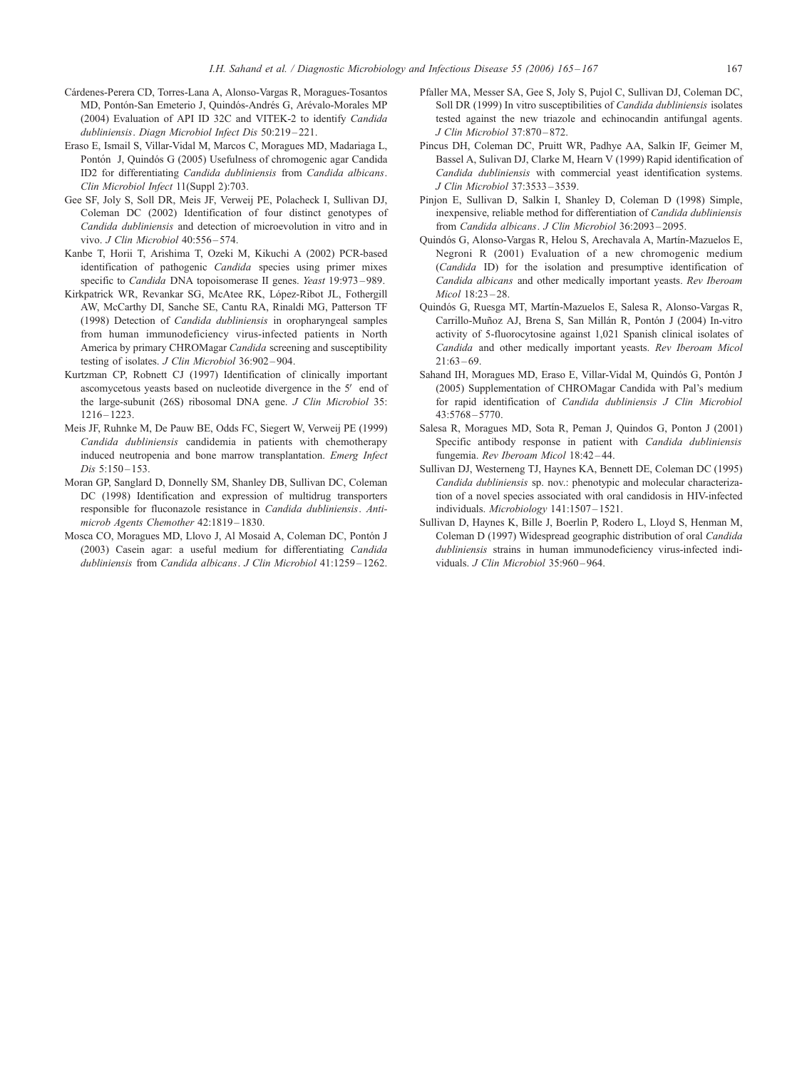Cárdenes-Perera CD, Torres-Lana A, Alonso-Vargas R, Moragues-Tosantos MD, Pontón-San Emeterio J, Quindós-Andrés G, Arévalo-Morales MP (2004) Evaluation of API ID 32C and VITEK-2 to identify *Candida dubliniensis*. *Diagn Microbiol Infect Dis* 50:219 – 221.

Eraso E, Ismail S, Villar-Vidal M, Marcos C, Moragues MD, Madariaga L, Pontón J, Quindós G (2005) Usefulness of chromogenic agar Candida ID2 for differentiating *Candida dubliniensis* from *Candida albicans*. *Clin Microbiol Infect* 11(Suppl 2):703.

Gee SF, Joly S, Soll DR, Meis JF, Verweij PE, Polacheck I, Sullivan DJ, Coleman DC (2002) Identification of four distinct genotypes of *Candida dubliniensis* and detection of microevolution in vitro and in vivo. *J Clin Microbiol* 40:556 – 574.

Kanbe T, Horii T, Arishima T, Ozeki M, Kikuchi A (2002) PCR-based identification of pathogenic *Candida* species using primer mixes specific to *Candida* DNA topoisomerase II genes. *Yeast* 19:973 – 989.

Kirkpatrick WR, Revankar SG, McAtee RK, López-Ribot JL, Fothergill AW, McCarthy DI, Sanche SE, Cantu RA, Rinaldi MG, Patterson TF (1998) Detection of *Candida dubliniensis* in oropharyngeal samples from human immunodeficiency virus-infected patients in North America by primary CHROMagar *Candida* screening and susceptibility testing of isolates. *J Clin Microbiol* 36:902 – 904.

Kurtzman CP, Robnett CJ (1997) Identification of clinically important ascomycetous yeasts based on nucleotide divergence in the 5′ end of the large-subunit (26S) ribosomal DNA gene. *J Clin Microbiol* 35: 1216 – 1223.

Meis JF, Ruhnke M, De Pauw BE, Odds FC, Siegert W, Verweij PE (1999) *Candida dubliniensis* candidemia in patients with chemotherapy induced neutropenia and bone marrow transplantation. *Emerg Infect Dis* 5:150 – 153.

Moran GP, Sanglard D, Donnelly SM, Shanley DB, Sullivan DC, Coleman DC (1998) Identification and expression of multidrug transporters responsible for fluconazole resistance in *Candida dubliniensis*. *Antimicrob Agents Chemother* 42:1819 – 1830.

Mosca CO, Moragues MD, Llovo J, Al Mosaid A, Coleman DC, Pontón J (2003) Casein agar: a useful medium for differentiating *Candida dubliniensis* from *Candida albicans*. *J Clin Microbiol* 41:1259 – 1262.

Pfaller MA, Messer SA, Gee S, Joly S, Pujol C, Sullivan DJ, Coleman DC, Soll DR (1999) In vitro susceptibilities of *Candida dubliniensis* isolates tested against the new triazole and echinocandin antifungal agents. *J Clin Microbiol* 37:870 – 872.

Pincus DH, Coleman DC, Pruitt WR, Padhye AA, Salkin IF, Geimer M, Bassel A, Sulivan DJ, Clarke M, Hearn V (1999) Rapid identification of *Candida dubliniensis* with commercial yeast identification systems. *J Clin Microbiol* 37:3533 – 3539.

Pinjon E, Sullivan D, Salkin I, Shanley D, Coleman D (1998) Simple, inexpensive, reliable method for differentiation of *Candida dubliniensis* from *Candida albicans*. *J Clin Microbiol* 36:2093 – 2095.

Quindós G, Alonso-Vargas R, Helou S, Arechavala A, Martín-Mazuelos E, Negroni R (2001) Evaluation of a new chromogenic medium (*Candida* ID) for the isolation and presumptive identification of *Candida albicans* and other medically important yeasts. *Rev Iberoam Micol* 18:23 – 28.

Quindós G, Ruesga MT, Martín-Mazuelos E, Salesa R, Alonso-Vargas R, Carrillo-Muñoz AJ, Brena S, San Millán R, Pontón J (2004) In-vitro activity of 5-fluorocytosine against 1,021 Spanish clinical isolates of *Candida* and other medically important yeasts. *Rev Iberoam Micol* 21:63 – 69.

Sahand IH, Moragues MD, Eraso E, Villar-Vidal M, Quindós G, Pontón J (2005) Supplementation of CHROMagar Candida with Pal's medium for rapid identification of *Candida dubliniensis J Clin Microbiol* 43:5768 – 5770.

Salesa R, Moragues MD, Sota R, Peman J, Quindos G, Ponton J (2001) Specific antibody response in patient with *Candida dubliniensis* fungemia. *Rev Iberoam Micol* 18:42 – 44.

Sullivan DJ, Westerneng TJ, Haynes KA, Bennett DE, Coleman DC (1995) *Candida dubliniensis* sp. nov.: phenotypic and molecular characterization of a novel species associated with oral candidosis in HIV-infected individuals. *Microbiology* 141:1507 – 1521.

Sullivan D, Haynes K, Bille J, Boerlin P, Rodero L, Lloyd S, Henman M, Coleman D (1997) Widespread geographic distribution of oral *Candida dubliniensis* strains in human immunodeficiency virus-infected individuals. *J Clin Microbiol* 35:960 – 964.